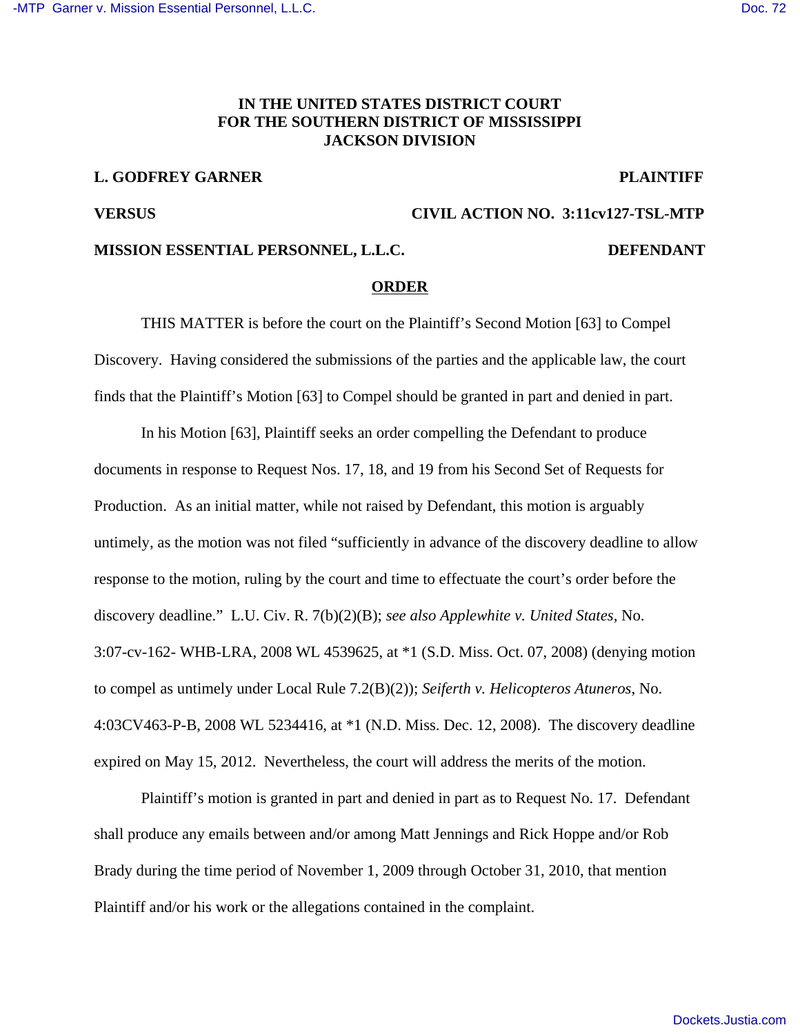**IN THE UNITED STATES DISTRICT COURT
FOR THE SOUTHERN DISTRICT OF MISSISSIPPI
JACKSON DIVISION**

**L. GODFREY GARNER** **PLAINTIFF**

**VERSUS** **CIVIL ACTION NO. 3:11cv127-TSL-MTP**

**MISSION ESSENTIAL PERSONNEL, L.L.C.** **DEFENDANT**

**ORDER**

THIS MATTER is before the court on the Plaintiff's Second Motion [63] to Compel Discovery. Having considered the submissions of the parties and the applicable law, the court finds that the Plaintiff's Motion [63] to Compel should be granted in part and denied in part.

In his Motion [63], Plaintiff seeks an order compelling the Defendant to produce documents in response to Request Nos. 17, 18, and 19 from his Second Set of Requests for Production. As an initial matter, while not raised by Defendant, this motion is arguably untimely, as the motion was not filed "sufficiently in advance of the discovery deadline to allow response to the motion, ruling by the court and time to effectuate the court's order before the discovery deadline." L.U. Civ. R. 7(b)(2)(B); *see also Applewhite v. United States*, No. 3:07-cv-162- WHB-LRA, 2008 WL 4539625, at *1 (S.D. Miss. Oct. 07, 2008) (denying motion to compel as untimely under Local Rule 7.2(B)(2)); *Seiferth v. Helicopteros Atuneros*, No. 4:03CV463-P-B, 2008 WL 5234416, at *1 (N.D. Miss. Dec. 12, 2008). The discovery deadline expired on May 15, 2012. Nevertheless, the court will address the merits of the motion.

Plaintiff's motion is granted in part and denied in part as to Request No. 17. Defendant shall produce any emails between and/or among Matt Jennings and Rick Hoppe and/or Rob Brady during the time period of November 1, 2009 through October 31, 2010, that mention Plaintiff and/or his work or the allegations contained in the complaint.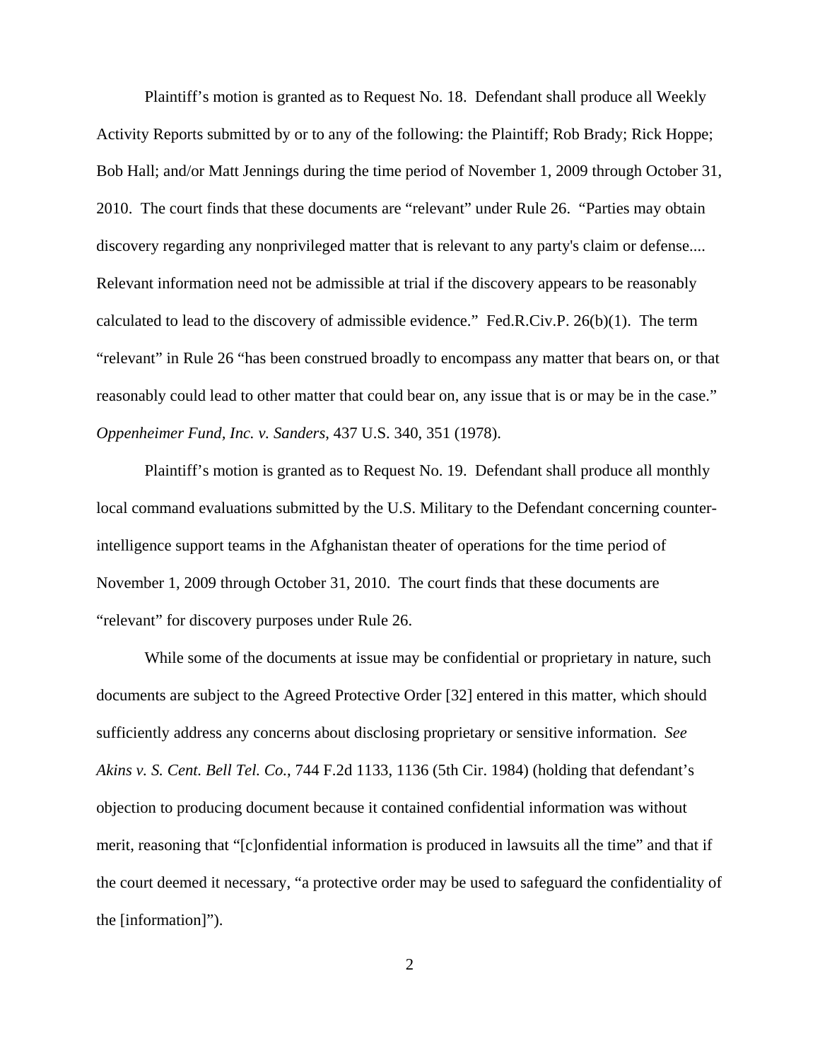Plaintiff's motion is granted as to Request No. 18. Defendant shall produce all Weekly Activity Reports submitted by or to any of the following: the Plaintiff; Rob Brady; Rick Hoppe; Bob Hall; and/or Matt Jennings during the time period of November 1, 2009 through October 31, 2010. The court finds that these documents are "relevant" under Rule 26. "Parties may obtain discovery regarding any nonprivileged matter that is relevant to any party's claim or defense.... Relevant information need not be admissible at trial if the discovery appears to be reasonably calculated to lead to the discovery of admissible evidence." Fed.R.Civ.P. 26(b)(1). The term "relevant" in Rule 26 "has been construed broadly to encompass any matter that bears on, or that reasonably could lead to other matter that could bear on, any issue that is or may be in the case." *Oppenheimer Fund, Inc. v. Sanders*, 437 U.S. 340, 351 (1978).

Plaintiff's motion is granted as to Request No. 19. Defendant shall produce all monthly local command evaluations submitted by the U.S. Military to the Defendant concerning counter-intelligence support teams in the Afghanistan theater of operations for the time period of November 1, 2009 through October 31, 2010. The court finds that these documents are "relevant" for discovery purposes under Rule 26.

While some of the documents at issue may be confidential or proprietary in nature, such documents are subject to the Agreed Protective Order [32] entered in this matter, which should sufficiently address any concerns about disclosing proprietary or sensitive information. *See Akins v. S. Cent. Bell Tel. Co.*, 744 F.2d 1133, 1136 (5th Cir. 1984) (holding that defendant's objection to producing document because it contained confidential information was without merit, reasoning that "[c]onfidential information is produced in lawsuits all the time" and that if the court deemed it necessary, "a protective order may be used to safeguard the confidentiality of the [information]").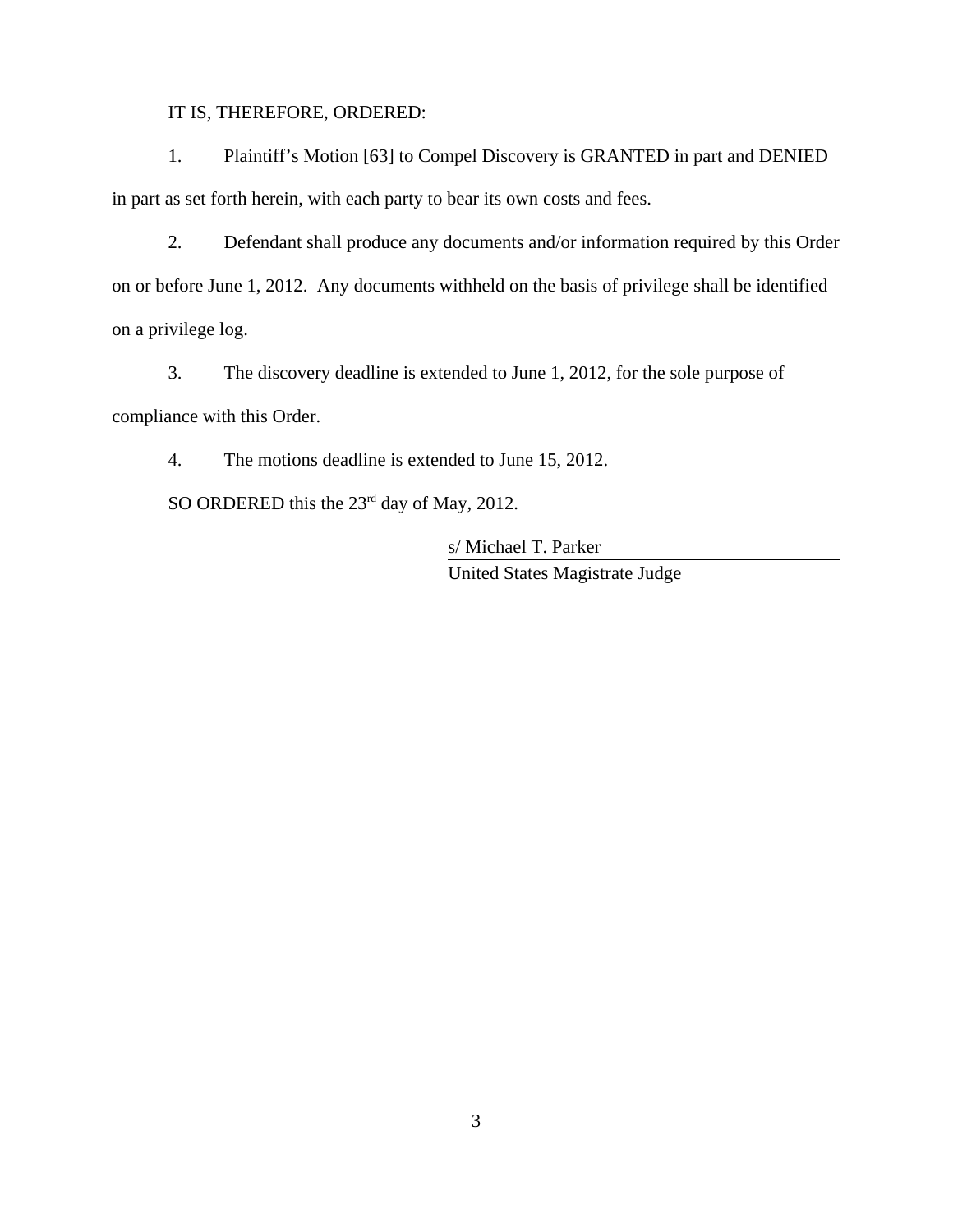IT IS, THEREFORE, ORDERED:

1. Plaintiff's Motion [63] to Compel Discovery is GRANTED in part and DENIED in part as set forth herein, with each party to bear its own costs and fees.

2. Defendant shall produce any documents and/or information required by this Order on or before June 1, 2012. Any documents withheld on the basis of privilege shall be identified on a privilege log.

3. The discovery deadline is extended to June 1, 2012, for the sole purpose of compliance with this Order.

4. The motions deadline is extended to June 15, 2012.

SO ORDERED this the 23rd day of May, 2012.

s/ Michael T. Parker
United States Magistrate Judge